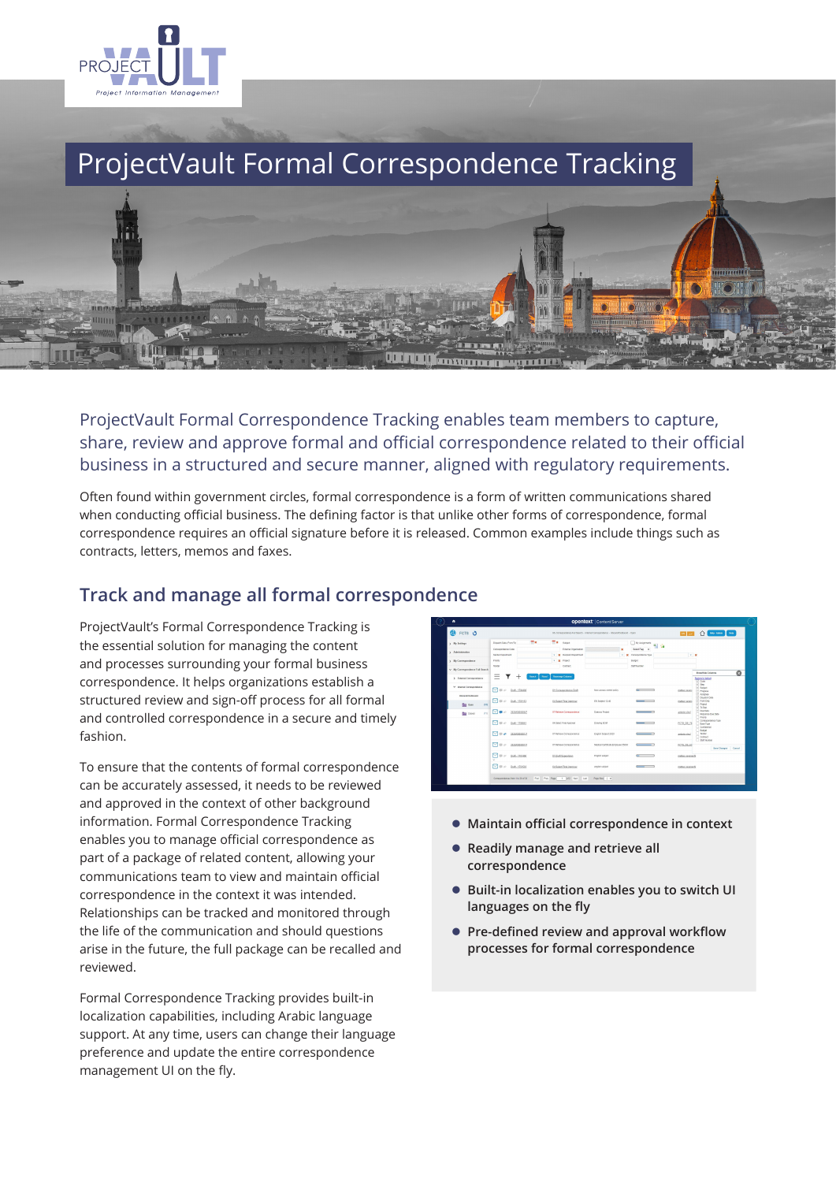# ProjectVault Formal Correspondence Tracking

ProjectVault Formal Correspondence Tracking enables team members to capture, share, review and approve formal and official correspondence related to their official business in a structured and secure manner, aligned with regulatory requirements.

Often found within government circles, formal correspondence is a form of written communications shared when conducting official business. The defining factor is that unlike other forms of correspondence, formal correspondence requires an official signature before it is released. Common examples include things such as contracts, letters, memos and faxes.

## Track and manage all formal correspondence

ProjectVault's Formal Correspondence Tracking is the essential solution for managing the content and processes surrounding your formal business correspondence. It helps organizations establish a structured review and sign-off process for all formal and controlled correspondence in a secure and timely fashion.

To ensure that the contents of formal correspondence can be accurately assessed, it needs to be reviewed and approved in the context of other background information. Formal Correspondence Tracking enables you to manage official correspondence as part of a package of related content, allowing your communications team to view and maintain official correspondence in the context it was intended. Relationships can be tracked and monitored through the life of the communication and should questions arise in the future, the full package can be recalled and reviewed.

Formal Correspondence Tracking provides built-in localization capabilities, including Arabic language support. At any time, users can change their language preference and update the entire correspondence management UI on the fly.

- **Maintain official correspondence in context**
- **Readily manage and retrieve all correspondence**
- **Built-in localization enables you to switch UI languages on the fly**
- **Pre-defined review and approval workflow processes for formal correspondence**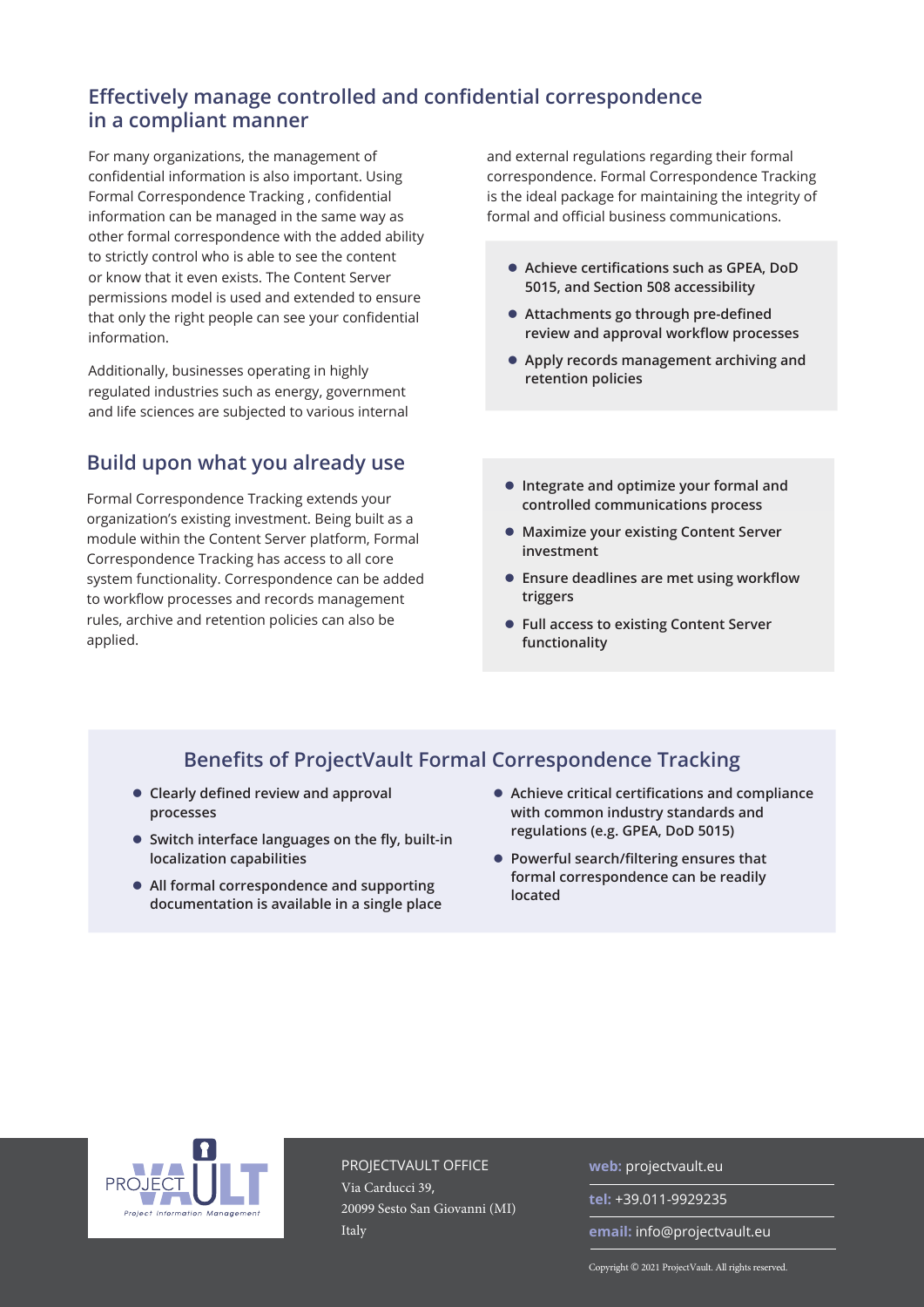## Effectively manage controlled and confidential correspondence in a compliant manner

For many organizations, the management of confidential information is also important. Using Formal Correspondence Tracking , confidential information can be managed in the same way as other formal correspondence with the added ability to strictly control who is able to see the content or know that it even exists. The Content Server permissions model is used and extended to ensure that only the right people can see your confidential information.

Additionally, businesses operating in highly regulated industries such as energy, government and life sciences are subjected to various internal and external regulations regarding their formal correspondence. Formal Correspondence Tracking is the ideal package for maintaining the integrity of formal and official business communications.

- **Achieve certifications such as GPEA, DoD 5015, and Section 508 accessibility**
- **Attachments go through pre-defined review and approval workflow processes**
- **Apply records management archiving and retention policies**

## Build upon what you already use

Formal Correspondence Tracking extends your organization's existing investment. Being built as a module within the Content Server platform, Formal Correspondence Tracking has access to all core system functionality. Correspondence can be added to workflow processes and records management rules, archive and retention policies can also be applied.

- **Integrate and optimize your formal and controlled communications process**
- **Maximize your existing Content Server investment**
- **Ensure deadlines are met using workflow triggers**
- **Full access to existing Content Server functionality**

## Benefits of ProjectVault Formal Correspondence Tracking

- **Clearly defined review and approval processes**
- **Switch interface languages on the fly, built-in localization capabilities**
- **All formal correspondence and supporting documentation is available in a single place**
- **Achieve critical certifications and compliance with common industry standards and regulations (e.g. GPEA, DoD 5015)**
- **Powerful search/filtering ensures that formal correspondence can be readily located**

PROJECT VAULT
Project Information Management

PROJECTVAULT OFFICE
Via Carducci 39,
20099 Sesto San Giovanni (MI)
Italy

**web:** projectvault.eu

**tel:** +39.011-9929235

**email:** info@projectvault.eu

Copyright © 2021 ProjectVault. All rights reserved.